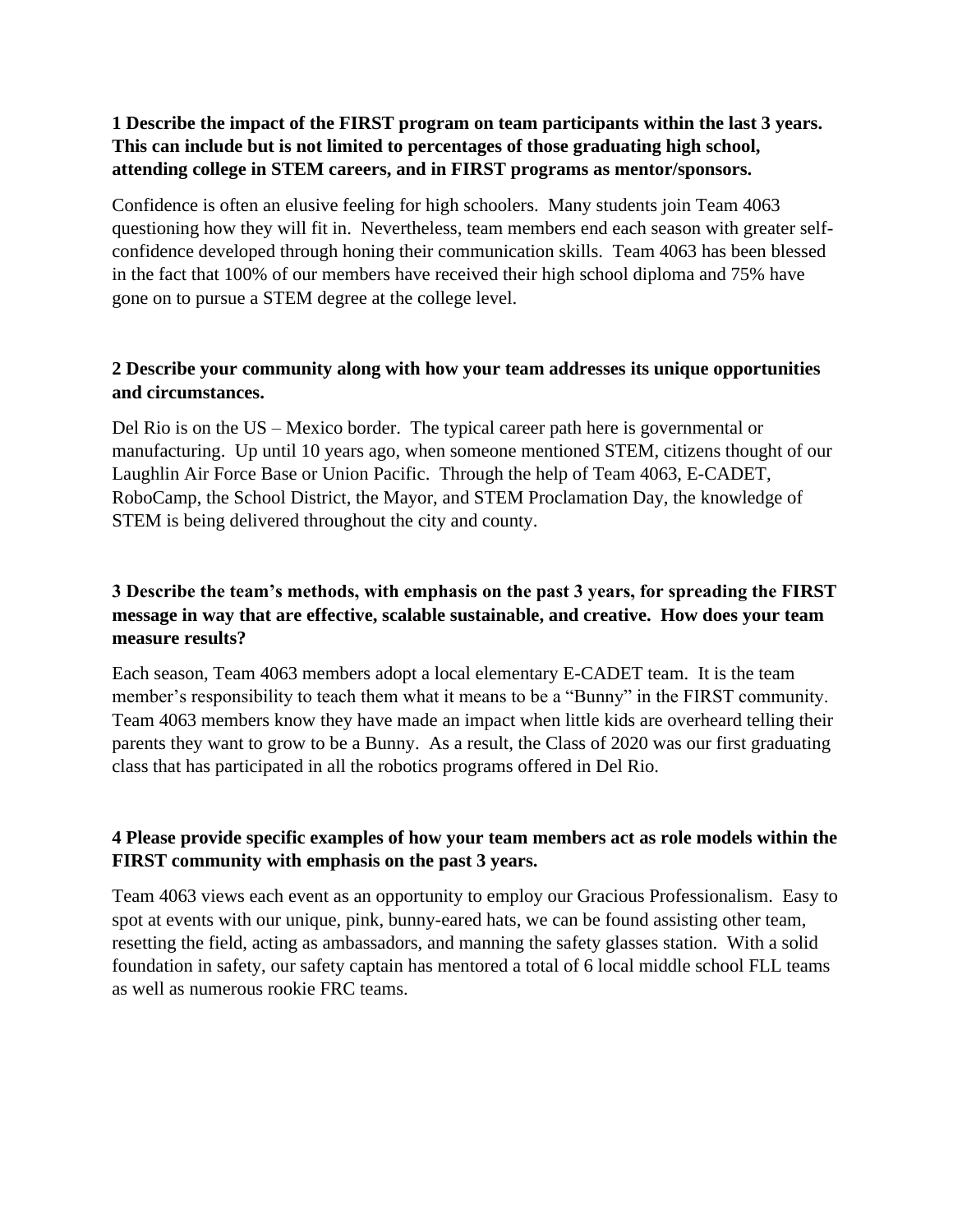**1 Describe the impact of the FIRST program on team participants within the last 3 years. This can include but is not limited to percentages of those graduating high school, attending college in STEM careers, and in FIRST programs as mentor/sponsors.**

Confidence is often an elusive feeling for high schoolers. Many students join Team 4063 questioning how they will fit in. Nevertheless, team members end each season with greater self-confidence developed through honing their communication skills. Team 4063 has been blessed in the fact that 100% of our members have received their high school diploma and 75% have gone on to pursue a STEM degree at the college level.

**2 Describe your community along with how your team addresses its unique opportunities and circumstances.**

Del Rio is on the US – Mexico border. The typical career path here is governmental or manufacturing. Up until 10 years ago, when someone mentioned STEM, citizens thought of our Laughlin Air Force Base or Union Pacific. Through the help of Team 4063, E-CADET, RoboCamp, the School District, the Mayor, and STEM Proclamation Day, the knowledge of STEM is being delivered throughout the city and county.

**3 Describe the team's methods, with emphasis on the past 3 years, for spreading the FIRST message in way that are effective, scalable sustainable, and creative. How does your team measure results?**

Each season, Team 4063 members adopt a local elementary E-CADET team. It is the team member's responsibility to teach them what it means to be a "Bunny" in the FIRST community. Team 4063 members know they have made an impact when little kids are overheard telling their parents they want to grow to be a Bunny. As a result, the Class of 2020 was our first graduating class that has participated in all the robotics programs offered in Del Rio.

**4 Please provide specific examples of how your team members act as role models within the FIRST community with emphasis on the past 3 years.**

Team 4063 views each event as an opportunity to employ our Gracious Professionalism. Easy to spot at events with our unique, pink, bunny-eared hats, we can be found assisting other team, resetting the field, acting as ambassadors, and manning the safety glasses station. With a solid foundation in safety, our safety captain has mentored a total of 6 local middle school FLL teams as well as numerous rookie FRC teams.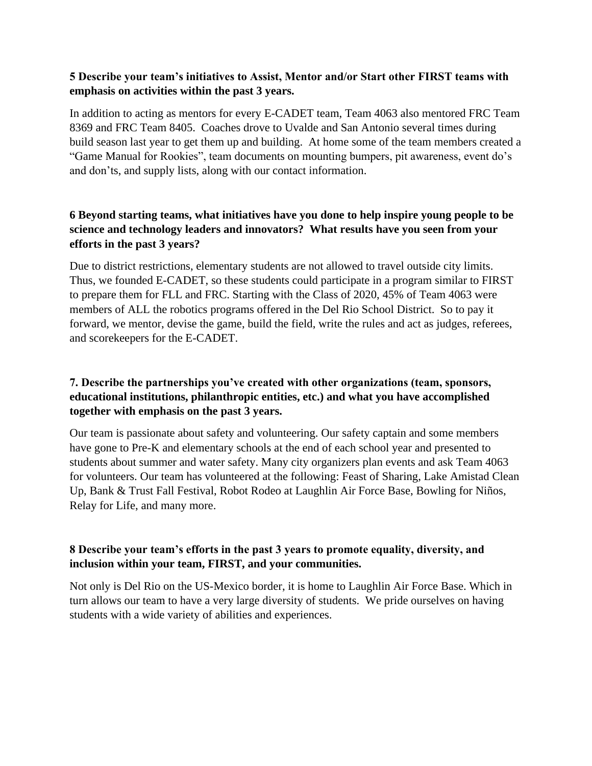**5 Describe your team's initiatives to Assist, Mentor and/or Start other FIRST teams with emphasis on activities within the past 3 years.**

In addition to acting as mentors for every E-CADET team, Team 4063 also mentored FRC Team 8369 and FRC Team 8405. Coaches drove to Uvalde and San Antonio several times during build season last year to get them up and building. At home some of the team members created a "Game Manual for Rookies", team documents on mounting bumpers, pit awareness, event do's and don'ts, and supply lists, along with our contact information.

**6 Beyond starting teams, what initiatives have you done to help inspire young people to be science and technology leaders and innovators? What results have you seen from your efforts in the past 3 years?**

Due to district restrictions, elementary students are not allowed to travel outside city limits. Thus, we founded E-CADET, so these students could participate in a program similar to FIRST to prepare them for FLL and FRC. Starting with the Class of 2020, 45% of Team 4063 were members of ALL the robotics programs offered in the Del Rio School District. So to pay it forward, we mentor, devise the game, build the field, write the rules and act as judges, referees, and scorekeepers for the E-CADET.

**7. Describe the partnerships you've created with other organizations (team, sponsors, educational institutions, philanthropic entities, etc.) and what you have accomplished together with emphasis on the past 3 years.**

Our team is passionate about safety and volunteering. Our safety captain and some members have gone to Pre-K and elementary schools at the end of each school year and presented to students about summer and water safety. Many city organizers plan events and ask Team 4063 for volunteers. Our team has volunteered at the following: Feast of Sharing, Lake Amistad Clean Up, Bank & Trust Fall Festival, Robot Rodeo at Laughlin Air Force Base, Bowling for Niños, Relay for Life, and many more.

**8 Describe your team's efforts in the past 3 years to promote equality, diversity, and inclusion within your team, FIRST, and your communities.**

Not only is Del Rio on the US-Mexico border, it is home to Laughlin Air Force Base. Which in turn allows our team to have a very large diversity of students. We pride ourselves on having students with a wide variety of abilities and experiences.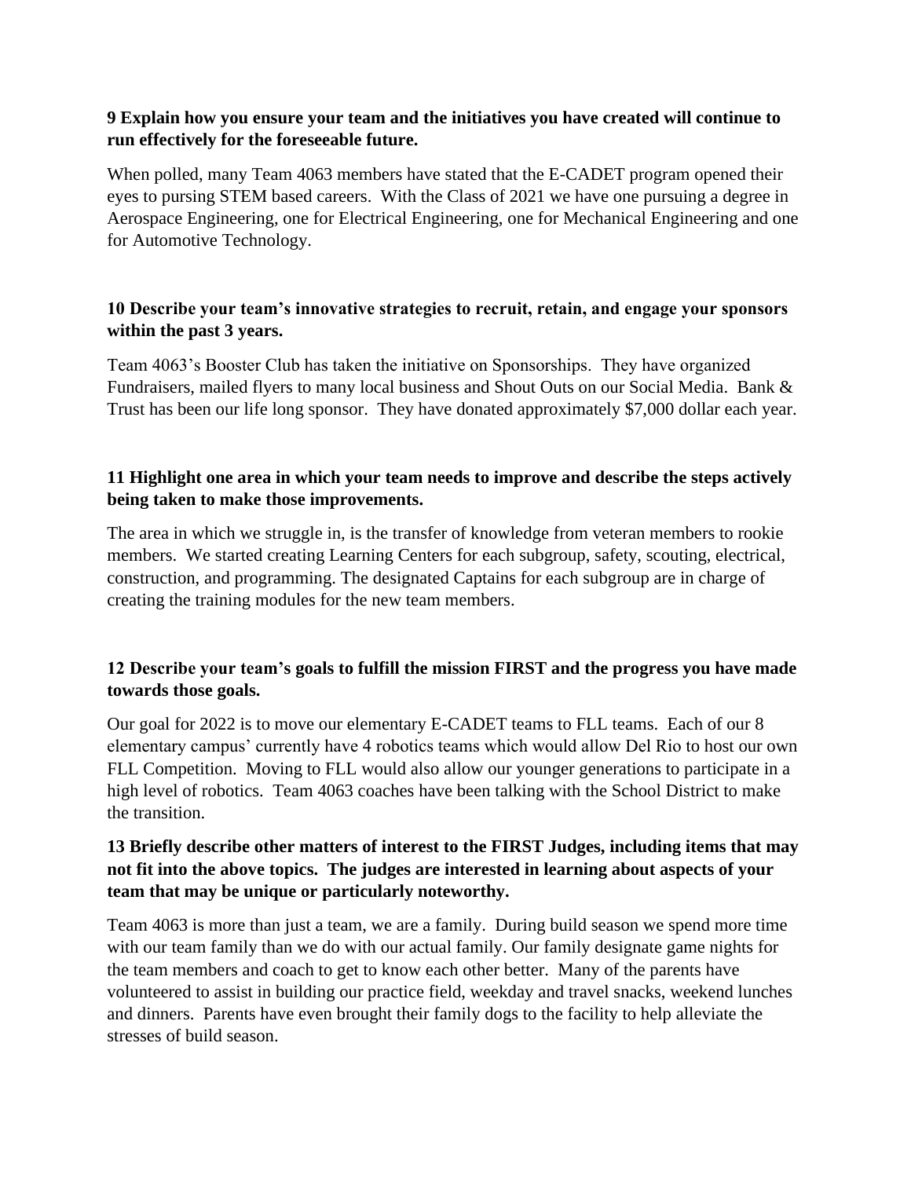**9 Explain how you ensure your team and the initiatives you have created will continue to run effectively for the foreseeable future.**

When polled, many Team 4063 members have stated that the E-CADET program opened their eyes to pursing STEM based careers. With the Class of 2021 we have one pursuing a degree in Aerospace Engineering, one for Electrical Engineering, one for Mechanical Engineering and one for Automotive Technology.

**10 Describe your team's innovative strategies to recruit, retain, and engage your sponsors within the past 3 years.**

Team 4063's Booster Club has taken the initiative on Sponsorships. They have organized Fundraisers, mailed flyers to many local business and Shout Outs on our Social Media. Bank & Trust has been our life long sponsor. They have donated approximately $7,000 dollar each year.

**11 Highlight one area in which your team needs to improve and describe the steps actively being taken to make those improvements.**

The area in which we struggle in, is the transfer of knowledge from veteran members to rookie members. We started creating Learning Centers for each subgroup, safety, scouting, electrical, construction, and programming. The designated Captains for each subgroup are in charge of creating the training modules for the new team members.

**12 Describe your team's goals to fulfill the mission FIRST and the progress you have made towards those goals.**

Our goal for 2022 is to move our elementary E-CADET teams to FLL teams. Each of our 8 elementary campus' currently have 4 robotics teams which would allow Del Rio to host our own FLL Competition. Moving to FLL would also allow our younger generations to participate in a high level of robotics. Team 4063 coaches have been talking with the School District to make the transition.

**13 Briefly describe other matters of interest to the FIRST Judges, including items that may not fit into the above topics. The judges are interested in learning about aspects of your team that may be unique or particularly noteworthy.**

Team 4063 is more than just a team, we are a family. During build season we spend more time with our team family than we do with our actual family. Our family designate game nights for the team members and coach to get to know each other better. Many of the parents have volunteered to assist in building our practice field, weekday and travel snacks, weekend lunches and dinners. Parents have even brought their family dogs to the facility to help alleviate the stresses of build season.